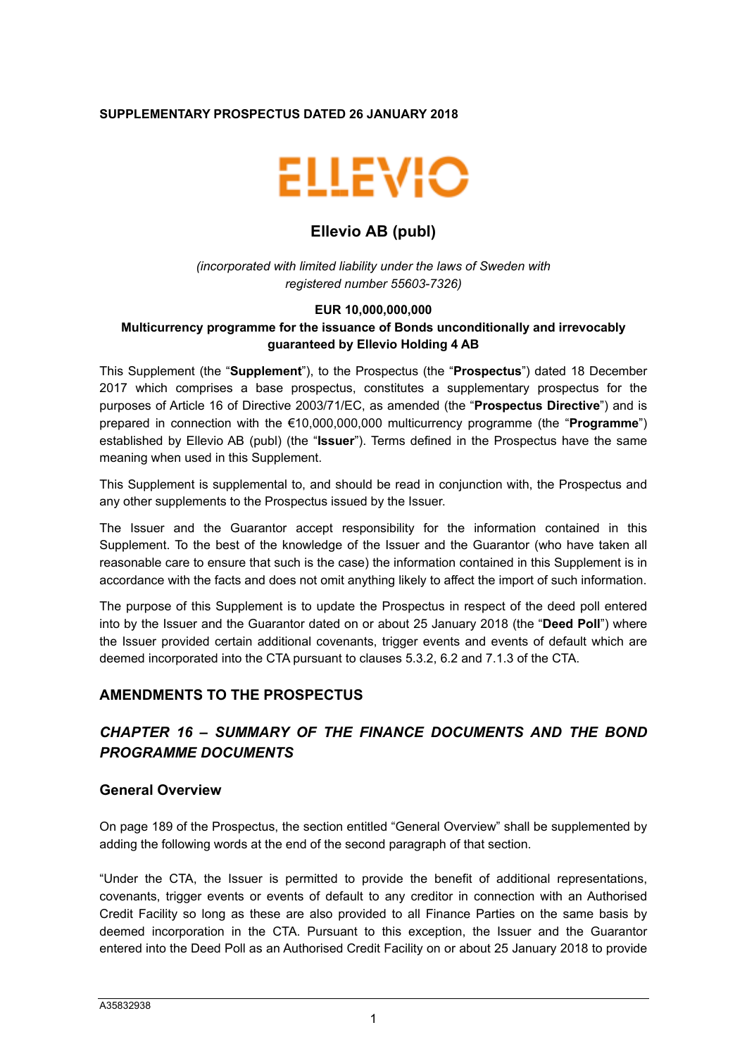**SUPPLEMENTARY PROSPECTUS DATED 26 JANUARY 2018**

# Ellevio AB (publ)

*(incorporated with limited liability under the laws of Sweden with registered number 55603-7326)*

**EUR 10,000,000,000**

**Multicurrency programme for the issuance of Bonds unconditionally and irrevocably guaranteed by Ellevio Holding 4 AB**

This Supplement (the "**Supplement**"), to the Prospectus (the "**Prospectus**") dated 18 December 2017 which comprises a base prospectus, constitutes a supplementary prospectus for the purposes of Article 16 of Directive 2003/71/EC, as amended (the "**Prospectus Directive**") and is prepared in connection with the €10,000,000,000 multicurrency programme (the "**Programme**") established by Ellevio AB (publ) (the "**Issuer**"). Terms defined in the Prospectus have the same meaning when used in this Supplement.

This Supplement is supplemental to, and should be read in conjunction with, the Prospectus and any other supplements to the Prospectus issued by the Issuer.

The Issuer and the Guarantor accept responsibility for the information contained in this Supplement. To the best of the knowledge of the Issuer and the Guarantor (who have taken all reasonable care to ensure that such is the case) the information contained in this Supplement is in accordance with the facts and does not omit anything likely to affect the import of such information.

The purpose of this Supplement is to update the Prospectus in respect of the deed poll entered into by the Issuer and the Guarantor dated on or about 25 January 2018 (the "**Deed Poll**") where the Issuer provided certain additional covenants, trigger events and events of default which are deemed incorporated into the CTA pursuant to clauses 5.3.2, 6.2 and 7.1.3 of the CTA.

## AMENDMENTS TO THE PROSPECTUS

## *CHAPTER 16 – SUMMARY OF THE FINANCE DOCUMENTS AND THE BOND PROGRAMME DOCUMENTS*

### General Overview

On page 189 of the Prospectus, the section entitled "General Overview" shall be supplemented by adding the following words at the end of the second paragraph of that section.

"Under the CTA, the Issuer is permitted to provide the benefit of additional representations, covenants, trigger events or events of default to any creditor in connection with an Authorised Credit Facility so long as these are also provided to all Finance Parties on the same basis by deemed incorporation in the CTA. Pursuant to this exception, the Issuer and the Guarantor entered into the Deed Poll as an Authorised Credit Facility on or about 25 January 2018 to provide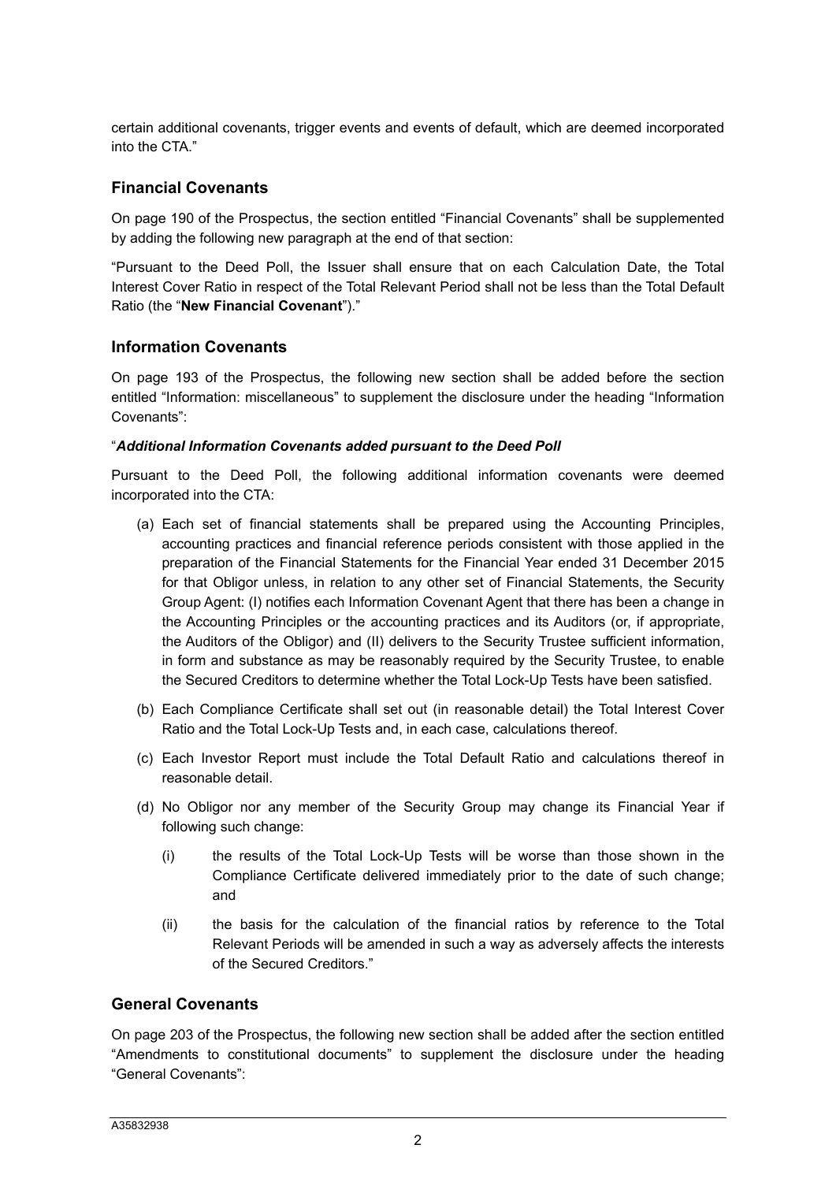certain additional covenants, trigger events and events of default, which are deemed incorporated into the CTA."

## Financial Covenants

On page 190 of the Prospectus, the section entitled "Financial Covenants" shall be supplemented by adding the following new paragraph at the end of that section:

"Pursuant to the Deed Poll, the Issuer shall ensure that on each Calculation Date, the Total Interest Cover Ratio in respect of the Total Relevant Period shall not be less than the Total Default Ratio (the "**New Financial Covenant**")."

## Information Covenants

On page 193 of the Prospectus, the following new section shall be added before the section entitled "Information: miscellaneous" to supplement the disclosure under the heading "Information Covenants":

"***Additional Information Covenants added pursuant to the Deed Poll***

Pursuant to the Deed Poll, the following additional information covenants were deemed incorporated into the CTA:

(a) Each set of financial statements shall be prepared using the Accounting Principles, accounting practices and financial reference periods consistent with those applied in the preparation of the Financial Statements for the Financial Year ended 31 December 2015 for that Obligor unless, in relation to any other set of Financial Statements, the Security Group Agent: (I) notifies each Information Covenant Agent that there has been a change in the Accounting Principles or the accounting practices and its Auditors (or, if appropriate, the Auditors of the Obligor) and (II) delivers to the Security Trustee sufficient information, in form and substance as may be reasonably required by the Security Trustee, to enable the Secured Creditors to determine whether the Total Lock-Up Tests have been satisfied.

(b) Each Compliance Certificate shall set out (in reasonable detail) the Total Interest Cover Ratio and the Total Lock-Up Tests and, in each case, calculations thereof.

(c) Each Investor Report must include the Total Default Ratio and calculations thereof in reasonable detail.

(d) No Obligor nor any member of the Security Group may change its Financial Year if following such change:

   (i) the results of the Total Lock-Up Tests will be worse than those shown in the Compliance Certificate delivered immediately prior to the date of such change; and

   (ii) the basis for the calculation of the financial ratios by reference to the Total Relevant Periods will be amended in such a way as adversely affects the interests of the Secured Creditors."

## General Covenants

On page 203 of the Prospectus, the following new section shall be added after the section entitled "Amendments to constitutional documents" to supplement the disclosure under the heading "General Covenants":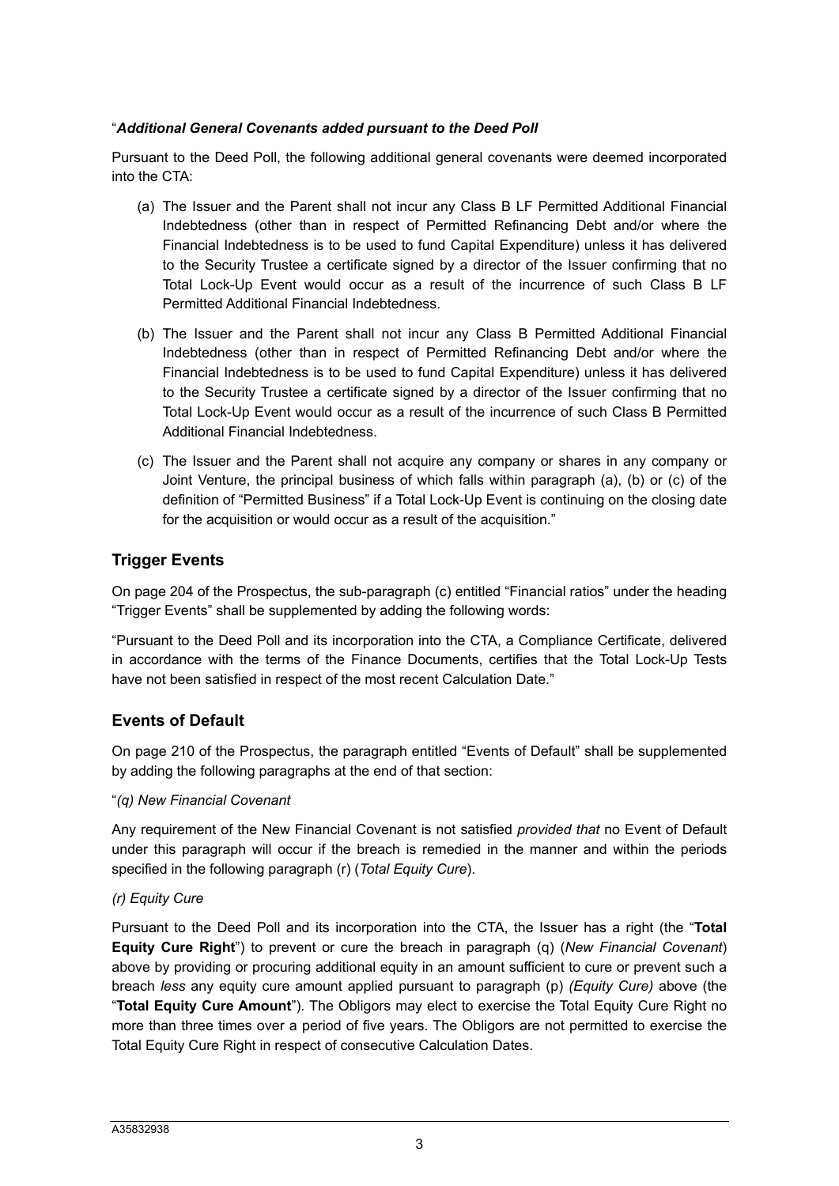"***Additional General Covenants added pursuant to the Deed Poll***

Pursuant to the Deed Poll, the following additional general covenants were deemed incorporated into the CTA:

(a) The Issuer and the Parent shall not incur any Class B LF Permitted Additional Financial Indebtedness (other than in respect of Permitted Refinancing Debt and/or where the Financial Indebtedness is to be used to fund Capital Expenditure) unless it has delivered to the Security Trustee a certificate signed by a director of the Issuer confirming that no Total Lock-Up Event would occur as a result of the incurrence of such Class B LF Permitted Additional Financial Indebtedness.

(b) The Issuer and the Parent shall not incur any Class B Permitted Additional Financial Indebtedness (other than in respect of Permitted Refinancing Debt and/or where the Financial Indebtedness is to be used to fund Capital Expenditure) unless it has delivered to the Security Trustee a certificate signed by a director of the Issuer confirming that no Total Lock-Up Event would occur as a result of the incurrence of such Class B Permitted Additional Financial Indebtedness.

(c) The Issuer and the Parent shall not acquire any company or shares in any company or Joint Venture, the principal business of which falls within paragraph (a), (b) or (c) of the definition of "Permitted Business" if a Total Lock-Up Event is continuing on the closing date for the acquisition or would occur as a result of the acquisition."

## Trigger Events

On page 204 of the Prospectus, the sub-paragraph (c) entitled "Financial ratios" under the heading "Trigger Events" shall be supplemented by adding the following words:

"Pursuant to the Deed Poll and its incorporation into the CTA, a Compliance Certificate, delivered in accordance with the terms of the Finance Documents, certifies that the Total Lock-Up Tests have not been satisfied in respect of the most recent Calculation Date."

## Events of Default

On page 210 of the Prospectus, the paragraph entitled "Events of Default" shall be supplemented by adding the following paragraphs at the end of that section:

"*(q) New Financial Covenant*

Any requirement of the New Financial Covenant is not satisfied *provided that* no Event of Default under this paragraph will occur if the breach is remedied in the manner and within the periods specified in the following paragraph (r) (*Total Equity Cure*).

*(r) Equity Cure*

Pursuant to the Deed Poll and its incorporation into the CTA, the Issuer has a right (the "**Total Equity Cure Right**") to prevent or cure the breach in paragraph (q) (*New Financial Covenant*) above by providing or procuring additional equity in an amount sufficient to cure or prevent such a breach *less* any equity cure amount applied pursuant to paragraph (p) *(Equity Cure)* above (the "**Total Equity Cure Amount**"). The Obligors may elect to exercise the Total Equity Cure Right no more than three times over a period of five years. The Obligors are not permitted to exercise the Total Equity Cure Right in respect of consecutive Calculation Dates.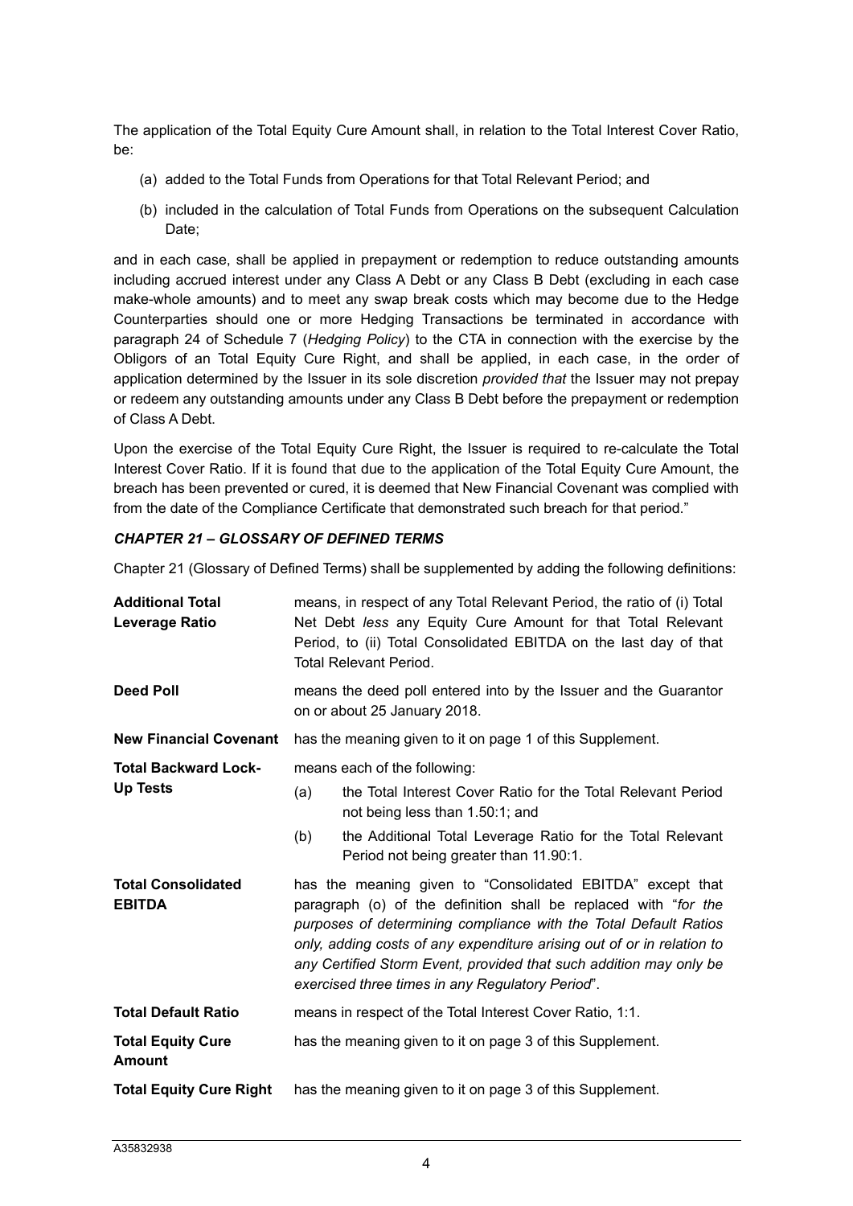The application of the Total Equity Cure Amount shall, in relation to the Total Interest Cover Ratio, be:

(a) added to the Total Funds from Operations for that Total Relevant Period; and

(b) included in the calculation of Total Funds from Operations on the subsequent Calculation Date;

and in each case, shall be applied in prepayment or redemption to reduce outstanding amounts including accrued interest under any Class A Debt or any Class B Debt (excluding in each case make-whole amounts) and to meet any swap break costs which may become due to the Hedge Counterparties should one or more Hedging Transactions be terminated in accordance with paragraph 24 of Schedule 7 (*Hedging Policy*) to the CTA in connection with the exercise by the Obligors of an Total Equity Cure Right, and shall be applied, in each case, in the order of application determined by the Issuer in its sole discretion *provided that* the Issuer may not prepay or redeem any outstanding amounts under any Class B Debt before the prepayment or redemption of Class A Debt.

Upon the exercise of the Total Equity Cure Right, the Issuer is required to re-calculate the Total Interest Cover Ratio. If it is found that due to the application of the Total Equity Cure Amount, the breach has been prevented or cured, it is deemed that New Financial Covenant was complied with from the date of the Compliance Certificate that demonstrated such breach for that period."

***CHAPTER 21 – GLOSSARY OF DEFINED TERMS***

Chapter 21 (Glossary of Defined Terms) shall be supplemented by adding the following definitions:

| | |
|---|---|
| **Additional Total Leverage Ratio** | means, in respect of any Total Relevant Period, the ratio of (i) Total Net Debt *less* any Equity Cure Amount for that Total Relevant Period, to (ii) Total Consolidated EBITDA on the last day of that Total Relevant Period. |
| **Deed Poll** | means the deed poll entered into by the Issuer and the Guarantor on or about 25 January 2018. |
| **New Financial Covenant** | has the meaning given to it on page 1 of this Supplement. |
| **Total Backward Lock-Up Tests** | means each of the following: (a) the Total Interest Cover Ratio for the Total Relevant Period not being less than 1.50:1; and (b) the Additional Total Leverage Ratio for the Total Relevant Period not being greater than 11.90:1. |
| **Total Consolidated EBITDA** | has the meaning given to "Consolidated EBITDA" except that paragraph (o) of the definition shall be replaced with "*for the purposes of determining compliance with the Total Default Ratios only, adding costs of any expenditure arising out of or in relation to any Certified Storm Event, provided that such addition may only be exercised three times in any Regulatory Period*". |
| **Total Default Ratio** | means in respect of the Total Interest Cover Ratio, 1:1. |
| **Total Equity Cure Amount** | has the meaning given to it on page 3 of this Supplement. |
| **Total Equity Cure Right** | has the meaning given to it on page 3 of this Supplement. |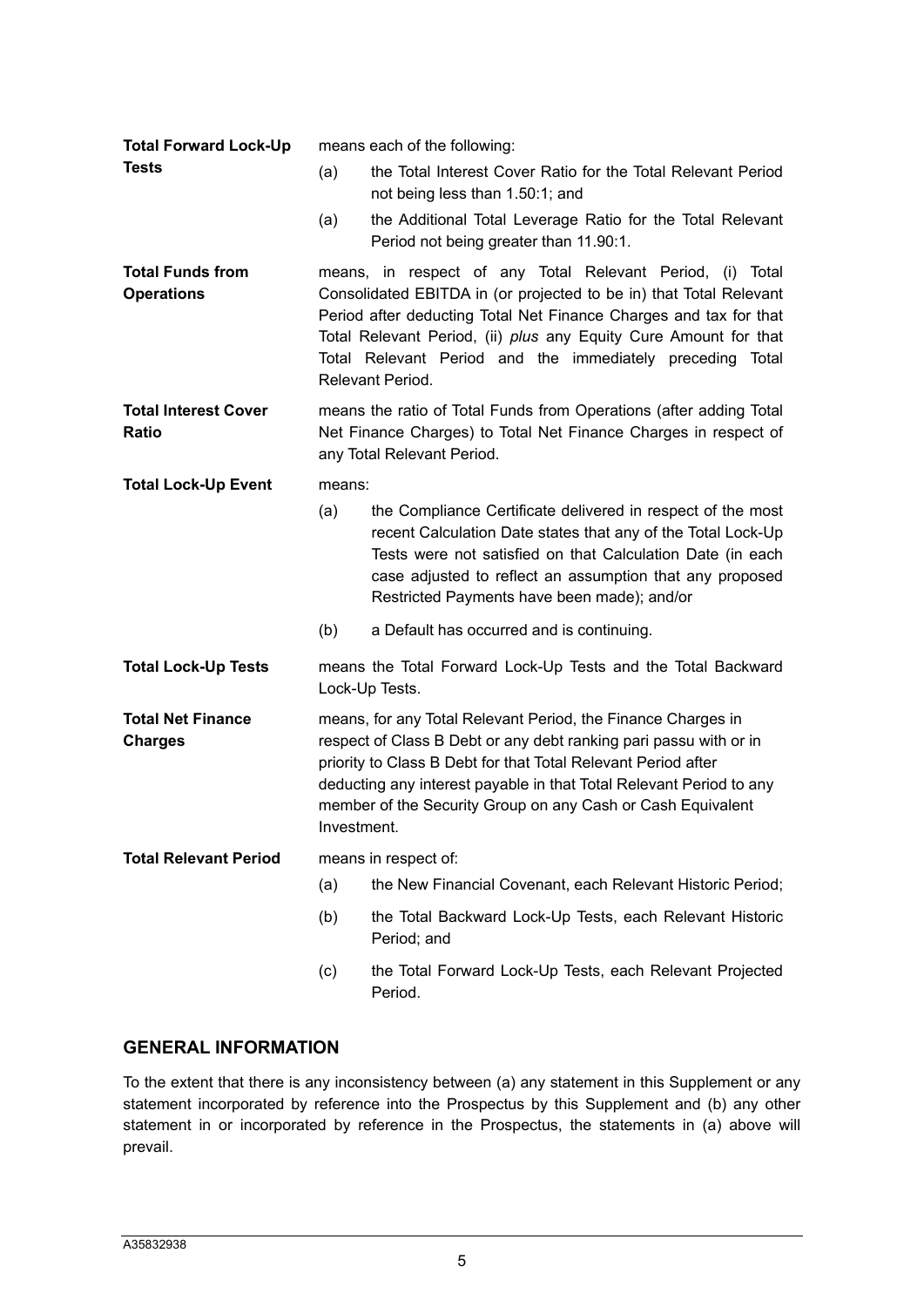**Total Forward Lock-Up Tests** means each of the following:

(a) the Total Interest Cover Ratio for the Total Relevant Period not being less than 1.50:1; and

(a) the Additional Total Leverage Ratio for the Total Relevant Period not being greater than 11.90:1.

**Total Funds from Operations** means, in respect of any Total Relevant Period, (i) Total Consolidated EBITDA in (or projected to be in) that Total Relevant Period after deducting Total Net Finance Charges and tax for that Total Relevant Period, (ii) *plus* any Equity Cure Amount for that Total Relevant Period and the immediately preceding Total Relevant Period.

**Total Interest Cover Ratio** means the ratio of Total Funds from Operations (after adding Total Net Finance Charges) to Total Net Finance Charges in respect of any Total Relevant Period.

**Total Lock-Up Event** means:

(a) the Compliance Certificate delivered in respect of the most recent Calculation Date states that any of the Total Lock-Up Tests were not satisfied on that Calculation Date (in each case adjusted to reflect an assumption that any proposed Restricted Payments have been made); and/or

(b) a Default has occurred and is continuing.

**Total Lock-Up Tests** means the Total Forward Lock-Up Tests and the Total Backward Lock-Up Tests.

**Total Net Finance Charges** means, for any Total Relevant Period, the Finance Charges in respect of Class B Debt or any debt ranking pari passu with or in priority to Class B Debt for that Total Relevant Period after deducting any interest payable in that Total Relevant Period to any member of the Security Group on any Cash or Cash Equivalent Investment.

**Total Relevant Period** means in respect of:

(a) the New Financial Covenant, each Relevant Historic Period;

(b) the Total Backward Lock-Up Tests, each Relevant Historic Period; and

(c) the Total Forward Lock-Up Tests, each Relevant Projected Period.

## GENERAL INFORMATION

To the extent that there is any inconsistency between (a) any statement in this Supplement or any statement incorporated by reference into the Prospectus by this Supplement and (b) any other statement in or incorporated by reference in the Prospectus, the statements in (a) above will prevail.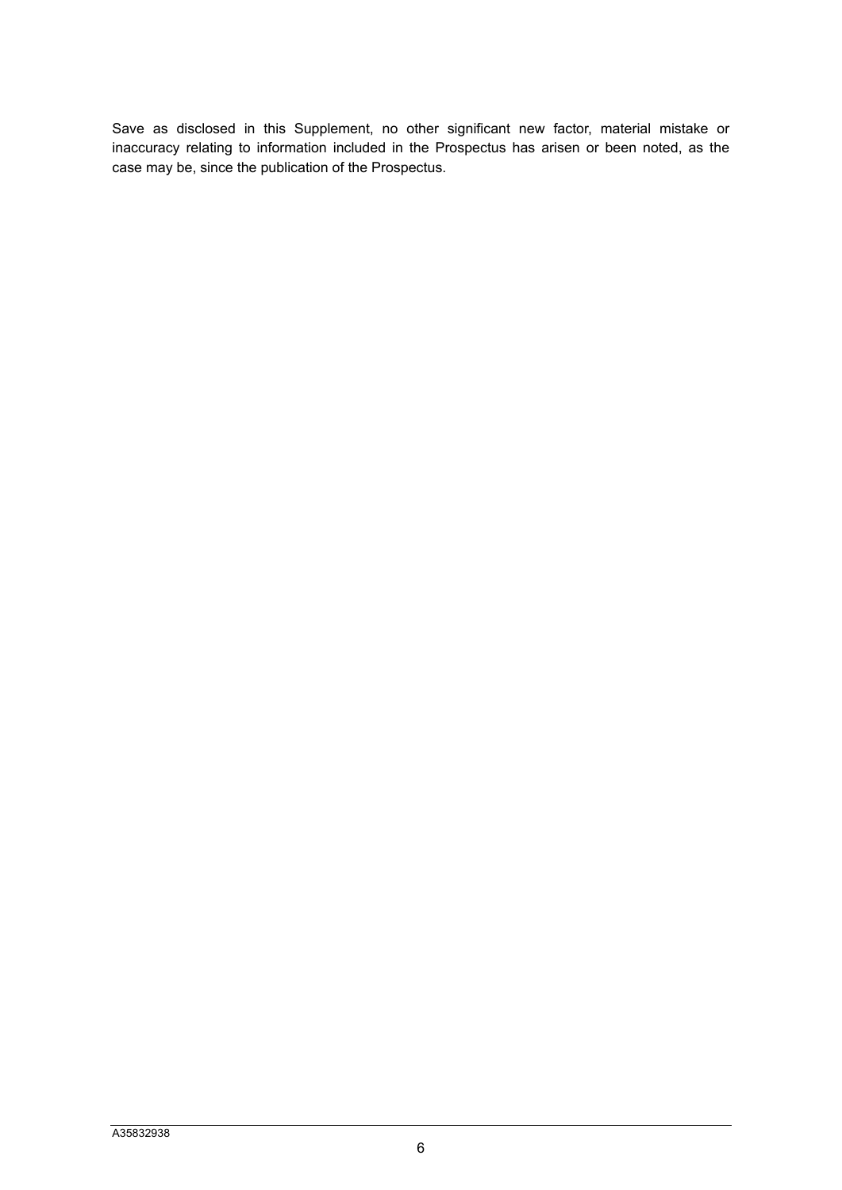Save as disclosed in this Supplement, no other significant new factor, material mistake or inaccuracy relating to information included in the Prospectus has arisen or been noted, as the case may be, since the publication of the Prospectus.